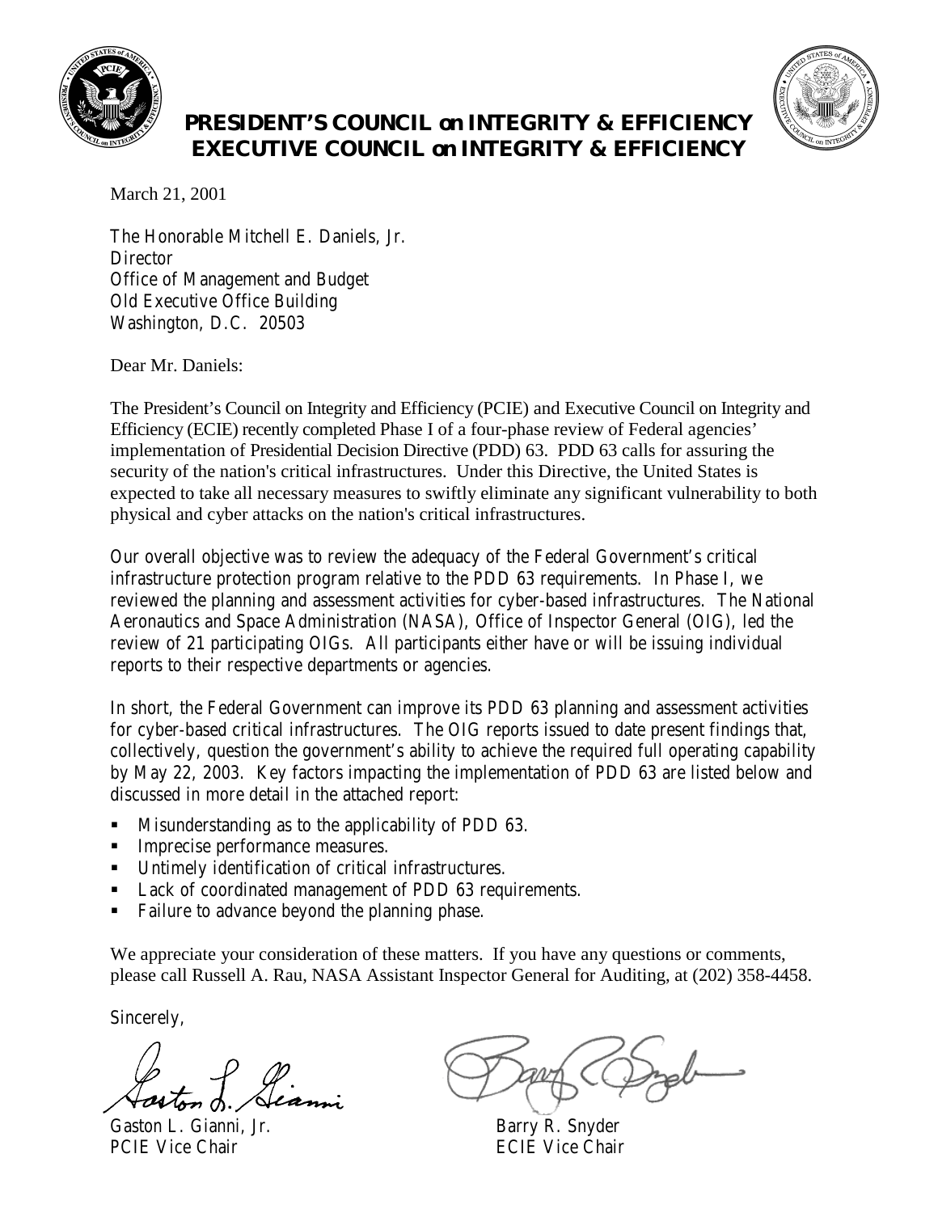**PRESIDENT'S COUNCIL on INTEGRITY & EFFICIENCY**
**EXECUTIVE COUNCIL on INTEGRITY & EFFICIENCY**

March 21, 2001

The Honorable Mitchell E. Daniels, Jr.
Director
Office of Management and Budget
Old Executive Office Building
Washington, D.C. 20503

Dear Mr. Daniels:

The President's Council on Integrity and Efficiency (PCIE) and Executive Council on Integrity and Efficiency (ECIE) recently completed Phase I of a four-phase review of Federal agencies' implementation of Presidential Decision Directive (PDD) 63. PDD 63 calls for assuring the security of the nation's critical infrastructures. Under this Directive, the United States is expected to take all necessary measures to swiftly eliminate any significant vulnerability to both physical and cyber attacks on the nation's critical infrastructures.

Our overall objective was to review the adequacy of the Federal Government's critical infrastructure protection program relative to the PDD 63 requirements. In Phase I, we reviewed the planning and assessment activities for cyber-based infrastructures. The National Aeronautics and Space Administration (NASA), Office of Inspector General (OIG), led the review of 21 participating OIGs. All participants either have or will be issuing individual reports to their respective departments or agencies.

In short, the Federal Government can improve its PDD 63 planning and assessment activities for cyber-based critical infrastructures. The OIG reports issued to date present findings that, collectively, question the government's ability to achieve the required full operating capability by May 22, 2003. Key factors impacting the implementation of PDD 63 are listed below and discussed in more detail in the attached report:

- Misunderstanding as to the applicability of PDD 63.
- Imprecise performance measures.
- Untimely identification of critical infrastructures.
- Lack of coordinated management of PDD 63 requirements.
- Failure to advance beyond the planning phase.

We appreciate your consideration of these matters. If you have any questions or comments, please call Russell A. Rau, NASA Assistant Inspector General for Auditing, at (202) 358-4458.

Sincerely,

Gaston L. Gianni, Jr.
PCIE Vice Chair

Barry R. Snyder
ECIE Vice Chair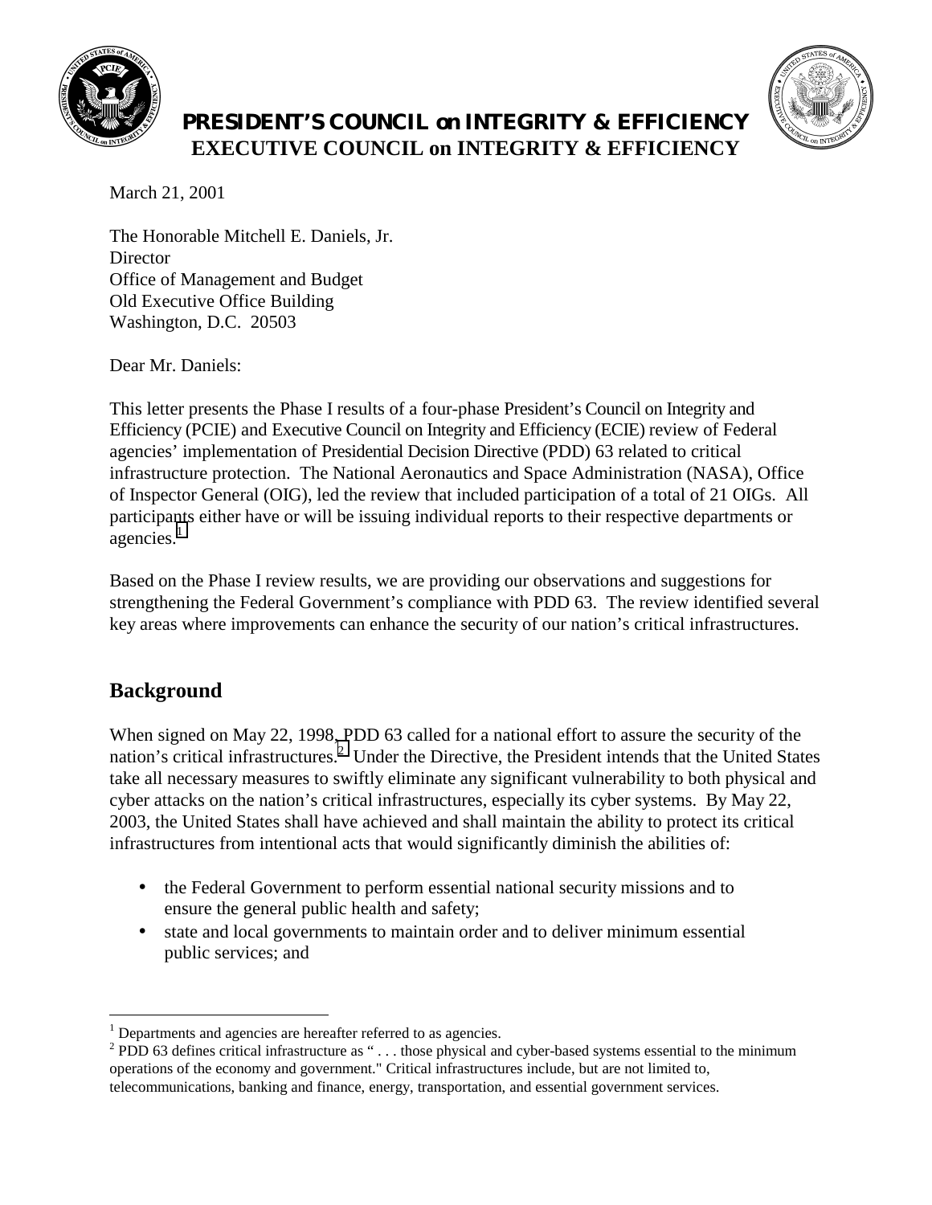# PRESIDENT'S COUNCIL on INTEGRITY & EFFICIENCY
## EXECUTIVE COUNCIL on INTEGRITY & EFFICIENCY

March 21, 2001

The Honorable Mitchell E. Daniels, Jr.
Director
Office of Management and Budget
Old Executive Office Building
Washington, D.C. 20503

Dear Mr. Daniels:

This letter presents the Phase I results of a four-phase President's Council on Integrity and Efficiency (PCIE) and Executive Council on Integrity and Efficiency (ECIE) review of Federal agencies' implementation of Presidential Decision Directive (PDD) 63 related to critical infrastructure protection. The National Aeronautics and Space Administration (NASA), Office of Inspector General (OIG), led the review that included participation of a total of 21 OIGs. All participants either have or will be issuing individual reports to their respective departments or agencies.[1]

Based on the Phase I review results, we are providing our observations and suggestions for strengthening the Federal Government's compliance with PDD 63. The review identified several key areas where improvements can enhance the security of our nation's critical infrastructures.

## Background

When signed on May 22, 1998, PDD 63 called for a national effort to assure the security of the nation's critical infrastructures.[2] Under the Directive, the President intends that the United States take all necessary measures to swiftly eliminate any significant vulnerability to both physical and cyber attacks on the nation's critical infrastructures, especially its cyber systems. By May 22, 2003, the United States shall have achieved and shall maintain the ability to protect its critical infrastructures from intentional acts that would significantly diminish the abilities of:

- the Federal Government to perform essential national security missions and to ensure the general public health and safety;
- state and local governments to maintain order and to deliver minimum essential public services; and

---

[1] Departments and agencies are hereafter referred to as agencies.

[2] PDD 63 defines critical infrastructure as " . . . those physical and cyber-based systems essential to the minimum operations of the economy and government." Critical infrastructures include, but are not limited to, telecommunications, banking and finance, energy, transportation, and essential government services.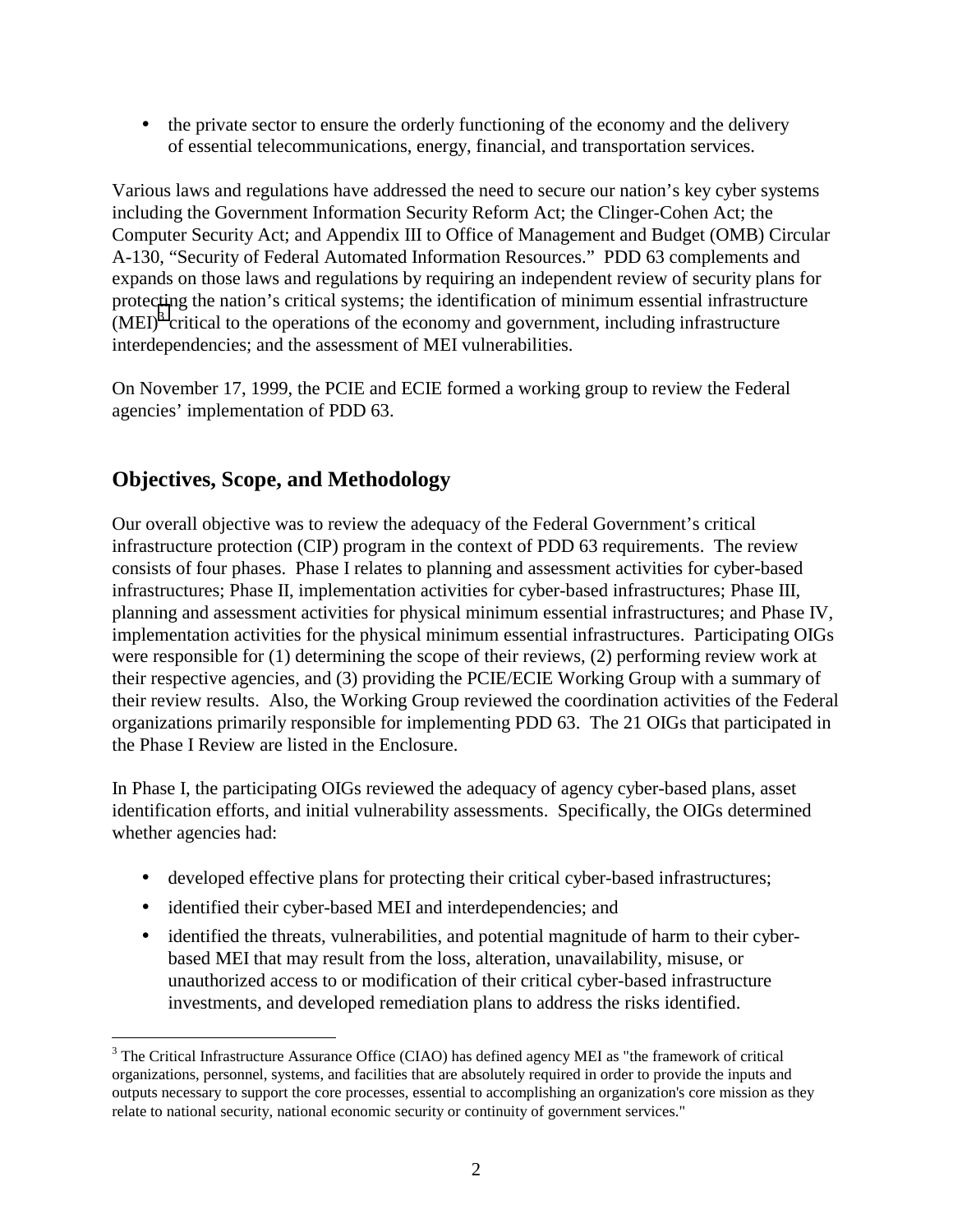- the private sector to ensure the orderly functioning of the economy and the delivery of essential telecommunications, energy, financial, and transportation services.

Various laws and regulations have addressed the need to secure our nation's key cyber systems including the Government Information Security Reform Act; the Clinger-Cohen Act; the Computer Security Act; and Appendix III to Office of Management and Budget (OMB) Circular A-130, "Security of Federal Automated Information Resources." PDD 63 complements and expands on those laws and regulations by requiring an independent review of security plans for protecting the nation's critical systems; the identification of minimum essential infrastructure (MEI)[3] critical to the operations of the economy and government, including infrastructure interdependencies; and the assessment of MEI vulnerabilities.

On November 17, 1999, the PCIE and ECIE formed a working group to review the Federal agencies' implementation of PDD 63.

## Objectives, Scope, and Methodology

Our overall objective was to review the adequacy of the Federal Government's critical infrastructure protection (CIP) program in the context of PDD 63 requirements. The review consists of four phases. Phase I relates to planning and assessment activities for cyber-based infrastructures; Phase II, implementation activities for cyber-based infrastructures; Phase III, planning and assessment activities for physical minimum essential infrastructures; and Phase IV, implementation activities for the physical minimum essential infrastructures. Participating OIGs were responsible for (1) determining the scope of their reviews, (2) performing review work at their respective agencies, and (3) providing the PCIE/ECIE Working Group with a summary of their review results. Also, the Working Group reviewed the coordination activities of the Federal organizations primarily responsible for implementing PDD 63. The 21 OIGs that participated in the Phase I Review are listed in the Enclosure.

In Phase I, the participating OIGs reviewed the adequacy of agency cyber-based plans, asset identification efforts, and initial vulnerability assessments. Specifically, the OIGs determined whether agencies had:

- developed effective plans for protecting their critical cyber-based infrastructures;
- identified their cyber-based MEI and interdependencies; and
- identified the threats, vulnerabilities, and potential magnitude of harm to their cyber-based MEI that may result from the loss, alteration, unavailability, misuse, or unauthorized access to or modification of their critical cyber-based infrastructure investments, and developed remediation plans to address the risks identified.

[3] The Critical Infrastructure Assurance Office (CIAO) has defined agency MEI as "the framework of critical organizations, personnel, systems, and facilities that are absolutely required in order to provide the inputs and outputs necessary to support the core processes, essential to accomplishing an organization's core mission as they relate to national security, national economic security or continuity of government services."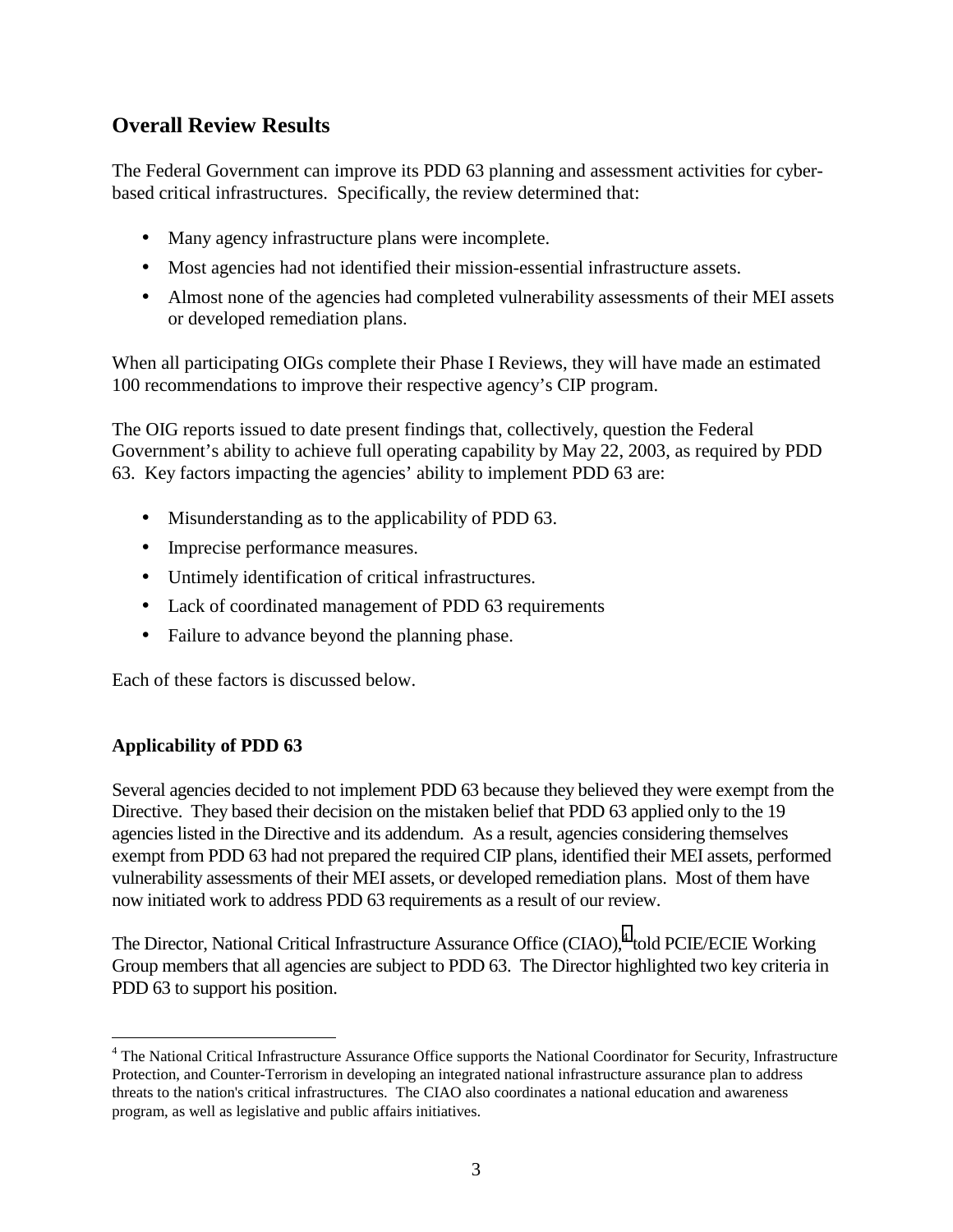## Overall Review Results

The Federal Government can improve its PDD 63 planning and assessment activities for cyber-based critical infrastructures. Specifically, the review determined that:

- Many agency infrastructure plans were incomplete.
- Most agencies had not identified their mission-essential infrastructure assets.
- Almost none of the agencies had completed vulnerability assessments of their MEI assets or developed remediation plans.

When all participating OIGs complete their Phase I Reviews, they will have made an estimated 100 recommendations to improve their respective agency's CIP program.

The OIG reports issued to date present findings that, collectively, question the Federal Government's ability to achieve full operating capability by May 22, 2003, as required by PDD 63. Key factors impacting the agencies' ability to implement PDD 63 are:

- Misunderstanding as to the applicability of PDD 63.
- Imprecise performance measures.
- Untimely identification of critical infrastructures.
- Lack of coordinated management of PDD 63 requirements
- Failure to advance beyond the planning phase.

Each of these factors is discussed below.

### Applicability of PDD 63

Several agencies decided to not implement PDD 63 because they believed they were exempt from the Directive. They based their decision on the mistaken belief that PDD 63 applied only to the 19 agencies listed in the Directive and its addendum. As a result, agencies considering themselves exempt from PDD 63 had not prepared the required CIP plans, identified their MEI assets, performed vulnerability assessments of their MEI assets, or developed remediation plans. Most of them have now initiated work to address PDD 63 requirements as a result of our review.

The Director, National Critical Infrastructure Assurance Office (CIAO),[4] told PCIE/ECIE Working Group members that all agencies are subject to PDD 63. The Director highlighted two key criteria in PDD 63 to support his position.

[4] The National Critical Infrastructure Assurance Office supports the National Coordinator for Security, Infrastructure Protection, and Counter-Terrorism in developing an integrated national infrastructure assurance plan to address threats to the nation's critical infrastructures. The CIAO also coordinates a national education and awareness program, as well as legislative and public affairs initiatives.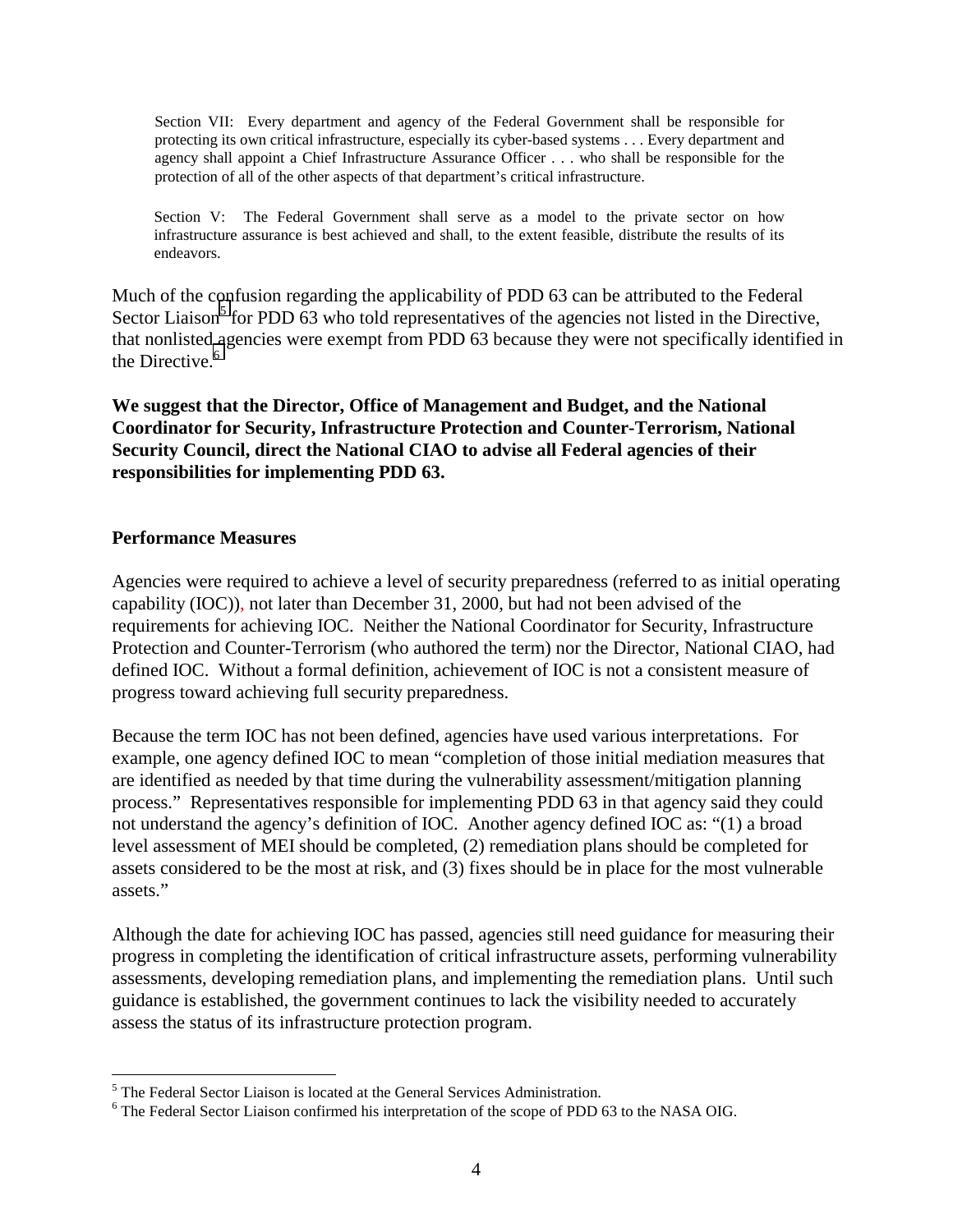> Section VII: Every department and agency of the Federal Government shall be responsible for protecting its own critical infrastructure, especially its cyber-based systems . . . Every department and agency shall appoint a Chief Infrastructure Assurance Officer . . . who shall be responsible for the protection of all of the other aspects of that department's critical infrastructure.

> Section V: The Federal Government shall serve as a model to the private sector on how infrastructure assurance is best achieved and shall, to the extent feasible, distribute the results of its endeavors.

Much of the confusion regarding the applicability of PDD 63 can be attributed to the Federal Sector Liaison[5] for PDD 63 who told representatives of the agencies not listed in the Directive, that nonlisted agencies were exempt from PDD 63 because they were not specifically identified in the Directive.[6]

**We suggest that the Director, Office of Management and Budget, and the National Coordinator for Security, Infrastructure Protection and Counter-Terrorism, National Security Council, direct the National CIAO to advise all Federal agencies of their responsibilities for implementing PDD 63.**

**Performance Measures**

Agencies were required to achieve a level of security preparedness (referred to as initial operating capability (IOC)), not later than December 31, 2000, but had not been advised of the requirements for achieving IOC. Neither the National Coordinator for Security, Infrastructure Protection and Counter-Terrorism (who authored the term) nor the Director, National CIAO, had defined IOC. Without a formal definition, achievement of IOC is not a consistent measure of progress toward achieving full security preparedness.

Because the term IOC has not been defined, agencies have used various interpretations. For example, one agency defined IOC to mean "completion of those initial mediation measures that are identified as needed by that time during the vulnerability assessment/mitigation planning process." Representatives responsible for implementing PDD 63 in that agency said they could not understand the agency's definition of IOC. Another agency defined IOC as: "(1) a broad level assessment of MEI should be completed, (2) remediation plans should be completed for assets considered to be the most at risk, and (3) fixes should be in place for the most vulnerable assets."

Although the date for achieving IOC has passed, agencies still need guidance for measuring their progress in completing the identification of critical infrastructure assets, performing vulnerability assessments, developing remediation plans, and implementing the remediation plans. Until such guidance is established, the government continues to lack the visibility needed to accurately assess the status of its infrastructure protection program.

---

[5] The Federal Sector Liaison is located at the General Services Administration.

[6] The Federal Sector Liaison confirmed his interpretation of the scope of PDD 63 to the NASA OIG.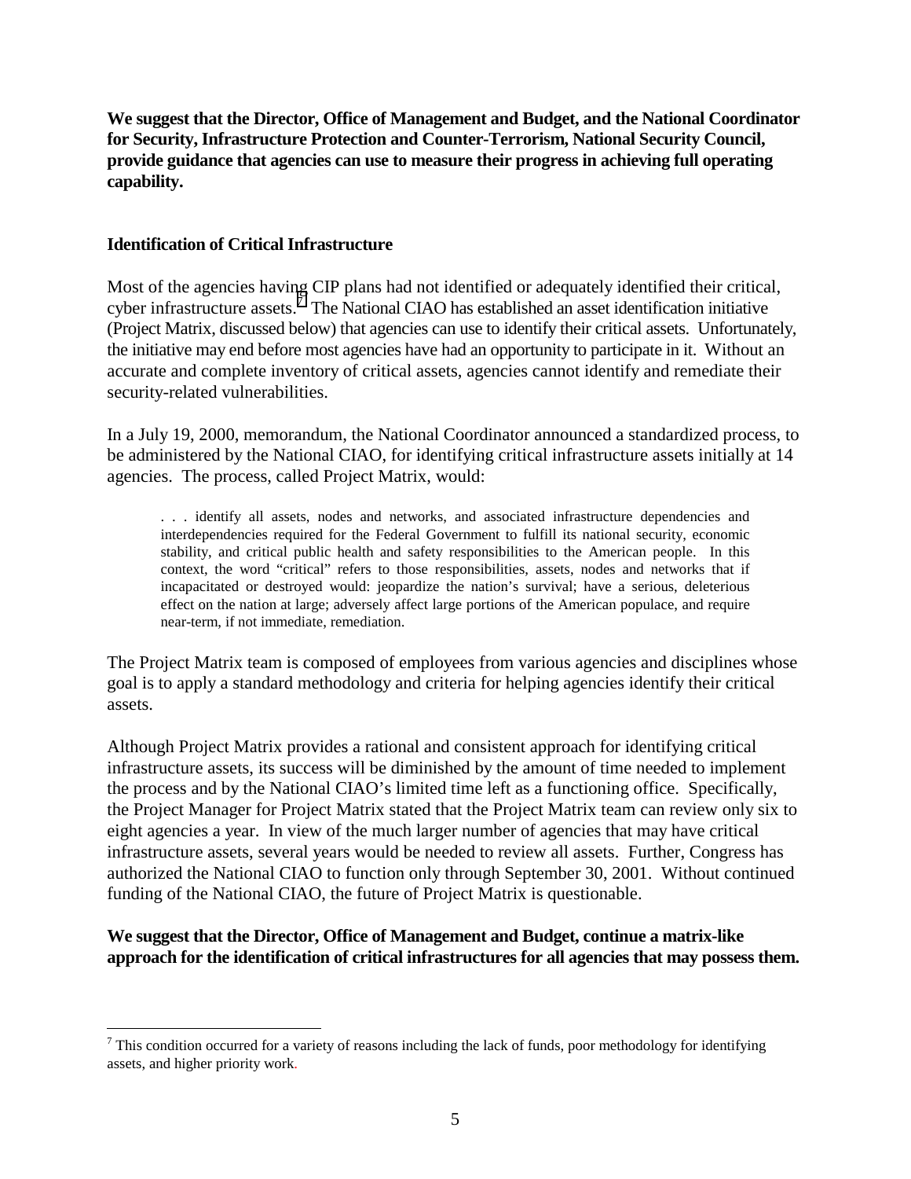**We suggest that the Director, Office of Management and Budget, and the National Coordinator for Security, Infrastructure Protection and Counter-Terrorism, National Security Council, provide guidance that agencies can use to measure their progress in achieving full operating capability.**

**Identification of Critical Infrastructure**

Most of the agencies having CIP plans had not identified or adequately identified their critical, cyber infrastructure assets.[7] The National CIAO has established an asset identification initiative (Project Matrix, discussed below) that agencies can use to identify their critical assets. Unfortunately, the initiative may end before most agencies have had an opportunity to participate in it. Without an accurate and complete inventory of critical assets, agencies cannot identify and remediate their security-related vulnerabilities.

In a July 19, 2000, memorandum, the National Coordinator announced a standardized process, to be administered by the National CIAO, for identifying critical infrastructure assets initially at 14 agencies. The process, called Project Matrix, would:

> . . . identify all assets, nodes and networks, and associated infrastructure dependencies and interdependencies required for the Federal Government to fulfill its national security, economic stability, and critical public health and safety responsibilities to the American people. In this context, the word "critical" refers to those responsibilities, assets, nodes and networks that if incapacitated or destroyed would: jeopardize the nation's survival; have a serious, deleterious effect on the nation at large; adversely affect large portions of the American populace, and require near-term, if not immediate, remediation.

The Project Matrix team is composed of employees from various agencies and disciplines whose goal is to apply a standard methodology and criteria for helping agencies identify their critical assets.

Although Project Matrix provides a rational and consistent approach for identifying critical infrastructure assets, its success will be diminished by the amount of time needed to implement the process and by the National CIAO's limited time left as a functioning office. Specifically, the Project Manager for Project Matrix stated that the Project Matrix team can review only six to eight agencies a year. In view of the much larger number of agencies that may have critical infrastructure assets, several years would be needed to review all assets. Further, Congress has authorized the National CIAO to function only through September 30, 2001. Without continued funding of the National CIAO, the future of Project Matrix is questionable.

**We suggest that the Director, Office of Management and Budget, continue a matrix-like approach for the identification of critical infrastructures for all agencies that may possess them.**

---

[7] This condition occurred for a variety of reasons including the lack of funds, poor methodology for identifying assets, and higher priority work.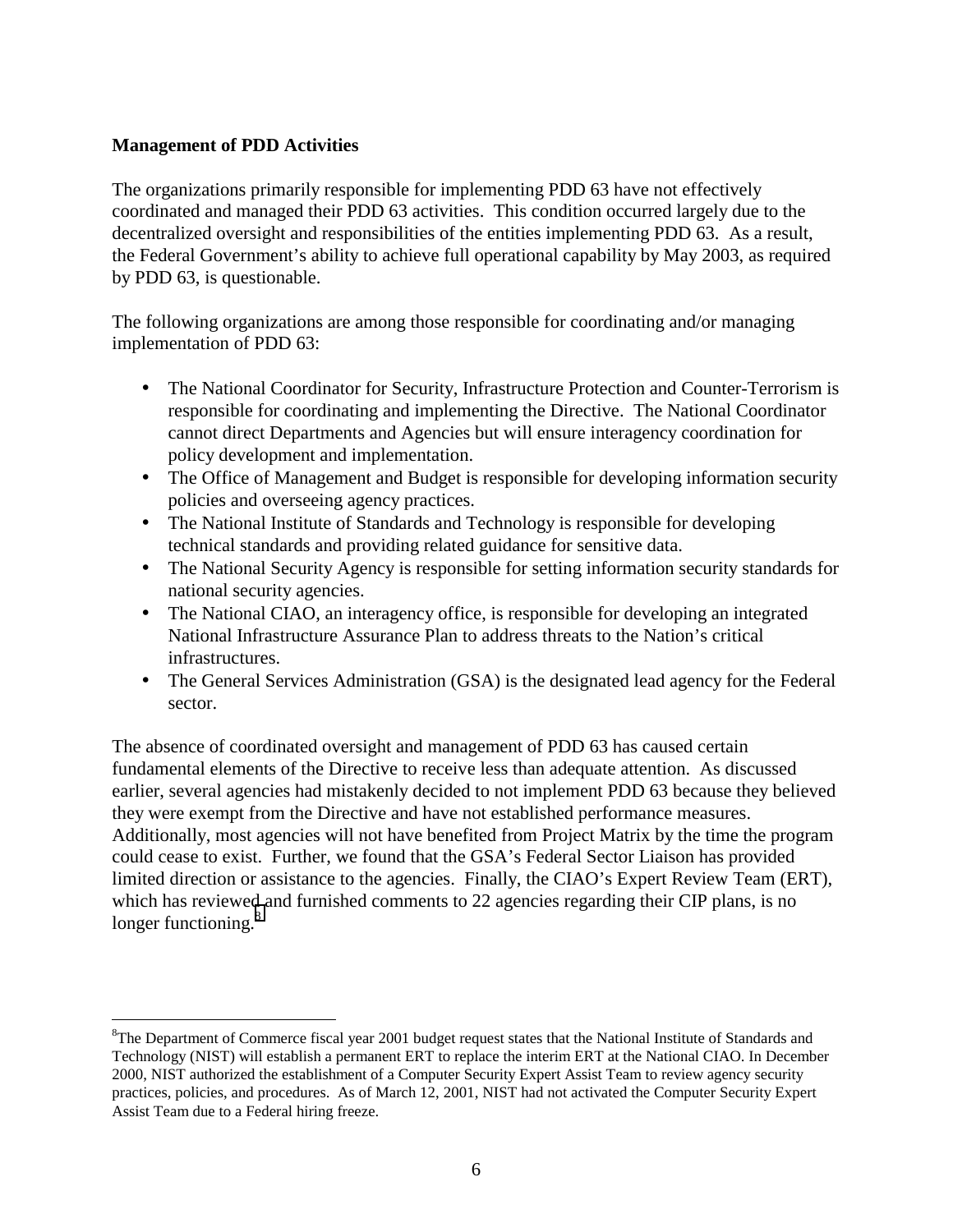**Management of PDD Activities**

The organizations primarily responsible for implementing PDD 63 have not effectively coordinated and managed their PDD 63 activities. This condition occurred largely due to the decentralized oversight and responsibilities of the entities implementing PDD 63. As a result, the Federal Government's ability to achieve full operational capability by May 2003, as required by PDD 63, is questionable.

The following organizations are among those responsible for coordinating and/or managing implementation of PDD 63:

- The National Coordinator for Security, Infrastructure Protection and Counter-Terrorism is responsible for coordinating and implementing the Directive. The National Coordinator cannot direct Departments and Agencies but will ensure interagency coordination for policy development and implementation.
- The Office of Management and Budget is responsible for developing information security policies and overseeing agency practices.
- The National Institute of Standards and Technology is responsible for developing technical standards and providing related guidance for sensitive data.
- The National Security Agency is responsible for setting information security standards for national security agencies.
- The National CIAO, an interagency office, is responsible for developing an integrated National Infrastructure Assurance Plan to address threats to the Nation's critical infrastructures.
- The General Services Administration (GSA) is the designated lead agency for the Federal sector.

The absence of coordinated oversight and management of PDD 63 has caused certain fundamental elements of the Directive to receive less than adequate attention. As discussed earlier, several agencies had mistakenly decided to not implement PDD 63 because they believed they were exempt from the Directive and have not established performance measures. Additionally, most agencies will not have benefited from Project Matrix by the time the program could cease to exist. Further, we found that the GSA's Federal Sector Liaison has provided limited direction or assistance to the agencies. Finally, the CIAO's Expert Review Team (ERT), which has reviewed and furnished comments to 22 agencies regarding their CIP plans, is no longer functioning.[8]

[8] The Department of Commerce fiscal year 2001 budget request states that the National Institute of Standards and Technology (NIST) will establish a permanent ERT to replace the interim ERT at the National CIAO. In December 2000, NIST authorized the establishment of a Computer Security Expert Assist Team to review agency security practices, policies, and procedures. As of March 12, 2001, NIST had not activated the Computer Security Expert Assist Team due to a Federal hiring freeze.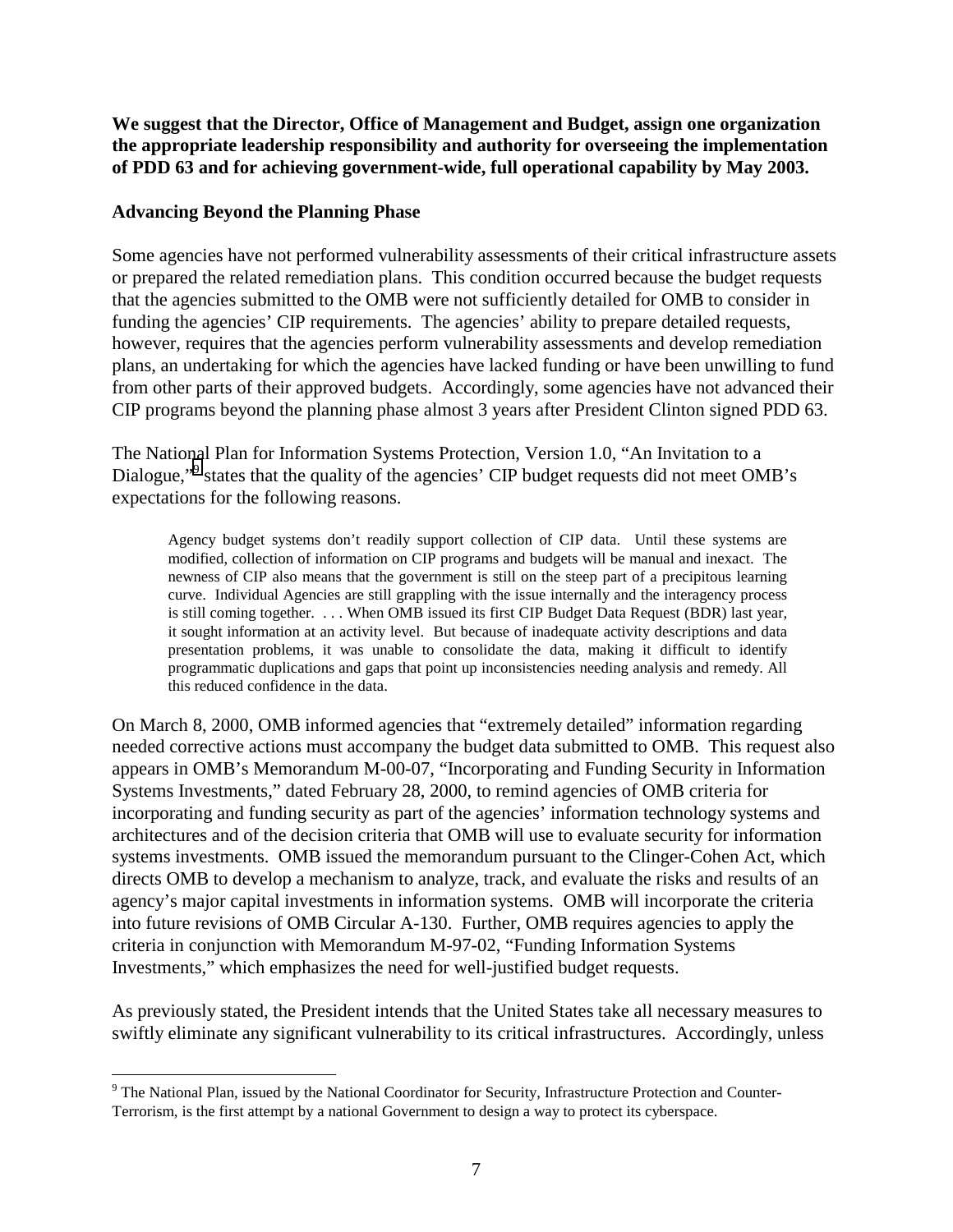**We suggest that the Director, Office of Management and Budget, assign one organization the appropriate leadership responsibility and authority for overseeing the implementation of PDD 63 and for achieving government-wide, full operational capability by May 2003.**

**Advancing Beyond the Planning Phase**

Some agencies have not performed vulnerability assessments of their critical infrastructure assets or prepared the related remediation plans. This condition occurred because the budget requests that the agencies submitted to the OMB were not sufficiently detailed for OMB to consider in funding the agencies' CIP requirements. The agencies' ability to prepare detailed requests, however, requires that the agencies perform vulnerability assessments and develop remediation plans, an undertaking for which the agencies have lacked funding or have been unwilling to fund from other parts of their approved budgets. Accordingly, some agencies have not advanced their CIP programs beyond the planning phase almost 3 years after President Clinton signed PDD 63.

The National Plan for Information Systems Protection, Version 1.0, "An Invitation to a Dialogue,"[9] states that the quality of the agencies' CIP budget requests did not meet OMB's expectations for the following reasons.

> Agency budget systems don't readily support collection of CIP data. Until these systems are modified, collection of information on CIP programs and budgets will be manual and inexact. The newness of CIP also means that the government is still on the steep part of a precipitous learning curve. Individual Agencies are still grappling with the issue internally and the interagency process is still coming together. . . . When OMB issued its first CIP Budget Data Request (BDR) last year, it sought information at an activity level. But because of inadequate activity descriptions and data presentation problems, it was unable to consolidate the data, making it difficult to identify programmatic duplications and gaps that point up inconsistencies needing analysis and remedy. All this reduced confidence in the data.

On March 8, 2000, OMB informed agencies that "extremely detailed" information regarding needed corrective actions must accompany the budget data submitted to OMB. This request also appears in OMB's Memorandum M-00-07, "Incorporating and Funding Security in Information Systems Investments," dated February 28, 2000, to remind agencies of OMB criteria for incorporating and funding security as part of the agencies' information technology systems and architectures and of the decision criteria that OMB will use to evaluate security for information systems investments. OMB issued the memorandum pursuant to the Clinger-Cohen Act, which directs OMB to develop a mechanism to analyze, track, and evaluate the risks and results of an agency's major capital investments in information systems. OMB will incorporate the criteria into future revisions of OMB Circular A-130. Further, OMB requires agencies to apply the criteria in conjunction with Memorandum M-97-02, "Funding Information Systems Investments," which emphasizes the need for well-justified budget requests.

As previously stated, the President intends that the United States take all necessary measures to swiftly eliminate any significant vulnerability to its critical infrastructures. Accordingly, unless

[9] The National Plan, issued by the National Coordinator for Security, Infrastructure Protection and Counter-Terrorism, is the first attempt by a national Government to design a way to protect its cyberspace.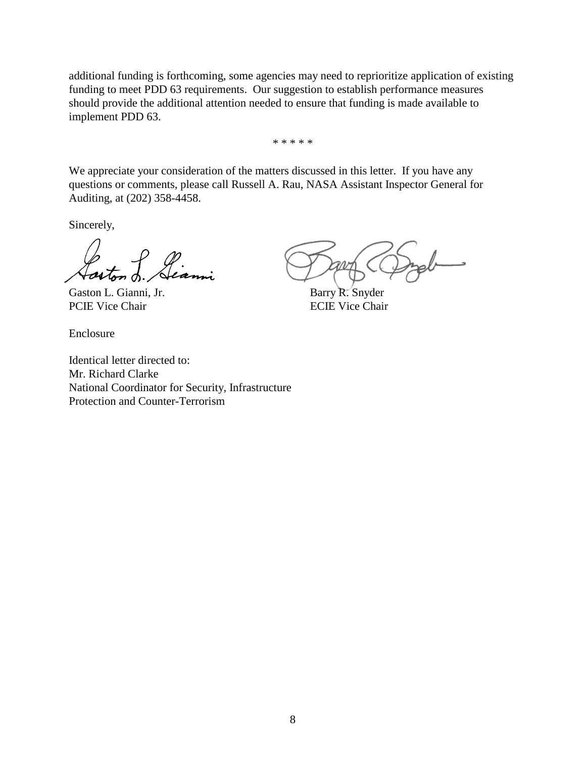additional funding is forthcoming, some agencies may need to reprioritize application of existing funding to meet PDD 63 requirements. Our suggestion to establish performance measures should provide the additional attention needed to ensure that funding is made available to implement PDD 63.

* * * * *

We appreciate your consideration of the matters discussed in this letter. If you have any questions or comments, please call Russell A. Rau, NASA Assistant Inspector General for Auditing, at (202) 358-4458.

Sincerely,

Gaston L. Gianni, Jr.
PCIE Vice Chair

Barry R. Snyder
ECIE Vice Chair

Enclosure

Identical letter directed to:
Mr. Richard Clarke
National Coordinator for Security, Infrastructure Protection and Counter-Terrorism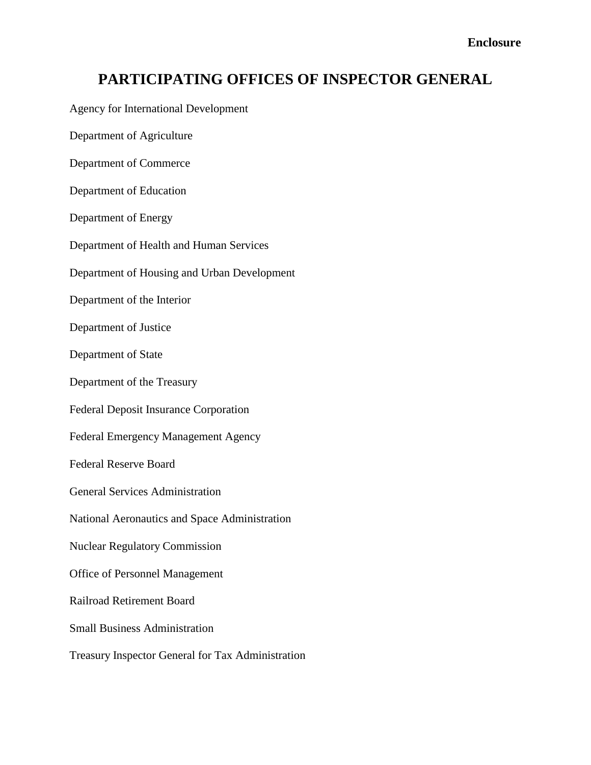**Enclosure**

# PARTICIPATING OFFICES OF INSPECTOR GENERAL

Agency for International Development

Department of Agriculture

Department of Commerce

Department of Education

Department of Energy

Department of Health and Human Services

Department of Housing and Urban Development

Department of the Interior

Department of Justice

Department of State

Department of the Treasury

Federal Deposit Insurance Corporation

Federal Emergency Management Agency

Federal Reserve Board

General Services Administration

National Aeronautics and Space Administration

Nuclear Regulatory Commission

Office of Personnel Management

Railroad Retirement Board

Small Business Administration

Treasury Inspector General for Tax Administration